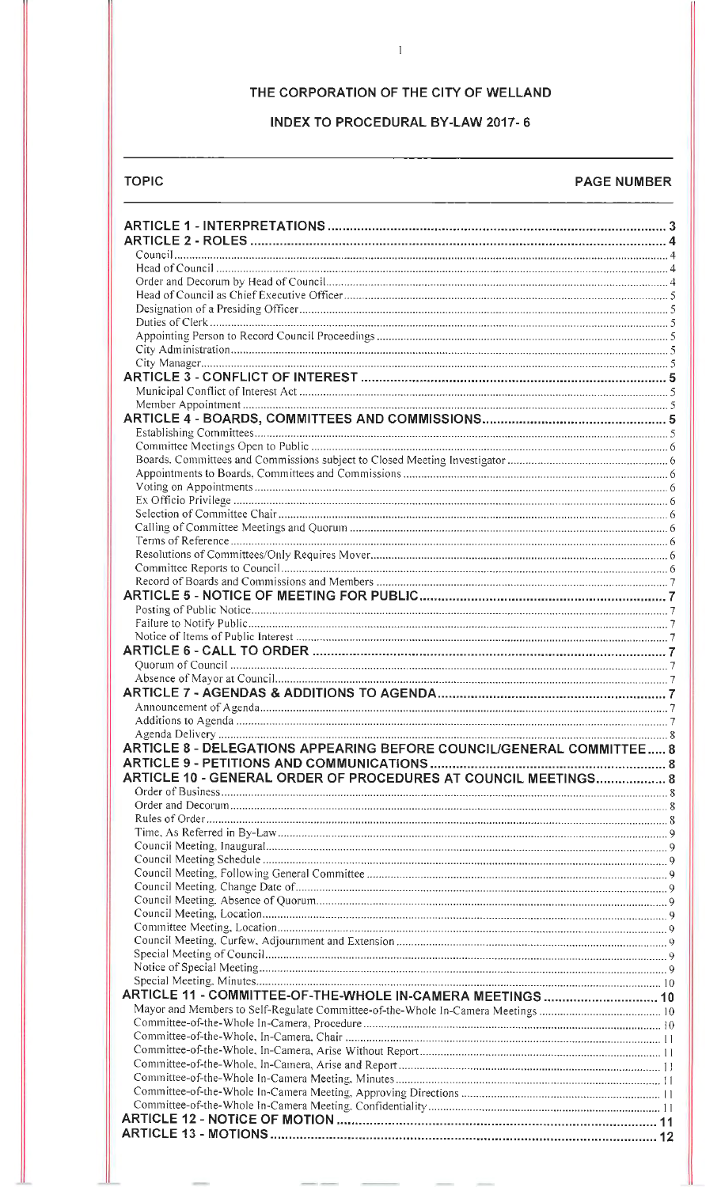# THE CORPORATION OF THE CITY OF WELLAND

## INDEX TO PROCEDURAL BY-LAW 2017- 6

| TOPIC | PAGE NUMBER |
|---|---|
| **ARTICLE 1 - INTERPRETATIONS** | **3** |
| **ARTICLE 2 - ROLES** | **4** |
| Council | 4 |
| Head of Council | 4 |
| Order and Decorum by Head of Council | 4 |
| Head of Council as Chief Executive Officer | 5 |
| Designation of a Presiding Officer | 5 |
| Duties of Clerk | 5 |
| Appointing Person to Record Council Proceedings | 5 |
| City Administration | 5 |
| City Manager | 5 |
| **ARTICLE 3 - CONFLICT OF INTEREST** | **5** |
| Municipal Conflict of Interest Act | 5 |
| Member Appointment | 5 |
| **ARTICLE 4 - BOARDS, COMMITTEES AND COMMISSIONS** | **5** |
| Establishing Committees | 5 |
| Committee Meetings Open to Public | 6 |
| Boards, Committees and Commissions subject to Closed Meeting Investigator | 6 |
| Appointments to Boards, Committees and Commissions | 6 |
| Voting on Appointments | 6 |
| Ex Officio Privilege | 6 |
| Selection of Committee Chair | 6 |
| Calling of Committee Meetings and Quorum | 6 |
| Terms of Reference | 6 |
| Resolutions of Committees/Only Requires Mover | 6 |
| Committee Reports to Council | 6 |
| Record of Boards and Commissions and Members | 7 |
| **ARTICLE 5 - NOTICE OF MEETING FOR PUBLIC** | **7** |
| Posting of Public Notice | 7 |
| Failure to Notify Public | 7 |
| Notice of Items of Public Interest | 7 |
| **ARTICLE 6 - CALL TO ORDER** | **7** |
| Quorum of Council | 7 |
| Absence of Mayor at Council | 7 |
| **ARTICLE 7 - AGENDAS & ADDITIONS TO AGENDA** | **7** |
| Announcement of Agenda | 7 |
| Additions to Agenda | 7 |
| Agenda Delivery | 8 |
| **ARTICLE 8 - DELEGATIONS APPEARING BEFORE COUNCIL/GENERAL COMMITTEE** | **8** |
| **ARTICLE 9 - PETITIONS AND COMMUNICATIONS** | **8** |
| **ARTICLE 10 - GENERAL ORDER OF PROCEDURES AT COUNCIL MEETINGS** | **8** |
| Order of Business | 8 |
| Order and Decorum | 8 |
| Rules of Order | 8 |
| Time, As Referred in By-Law | 9 |
| Council Meeting, Inaugural | 9 |
| Council Meeting Schedule | 9 |
| Council Meeting, Following General Committee | 9 |
| Council Meeting, Change Date of | 9 |
| Council Meeting, Absence of Quorum | 9 |
| Council Meeting, Location | 9 |
| Committee Meeting, Location | 9 |
| Council Meeting, Curfew, Adjournment and Extension | 9 |
| Special Meeting of Council | 9 |
| Notice of Special Meeting | 9 |
| Special Meeting, Minutes | 10 |
| **ARTICLE 11 - COMMITTEE-OF-THE-WHOLE IN-CAMERA MEETINGS** | **10** |
| Mayor and Members to Self-Regulate Committee-of-the-Whole In-Camera Meetings | 10 |
| Committee-of-the-Whole In-Camera, Procedure | 10 |
| Committee-of-the-Whole, In-Camera, Chair | 11 |
| Committee-of-the-Whole, In-Camera, Arise Without Report | 11 |
| Committee-of-the-Whole, In-Camera, Arise and Report | 11 |
| Committee-of-the-Whole In-Camera Meeting, Minutes | 11 |
| Committee-of-the-Whole In-Camera Meeting, Approving Directions | 11 |
| Committee-of-the-Whole In-Camera Meeting, Confidentiality | 11 |
| **ARTICLE 12 - NOTICE OF MOTION** | **11** |
| **ARTICLE 13 - MOTIONS** | **12** |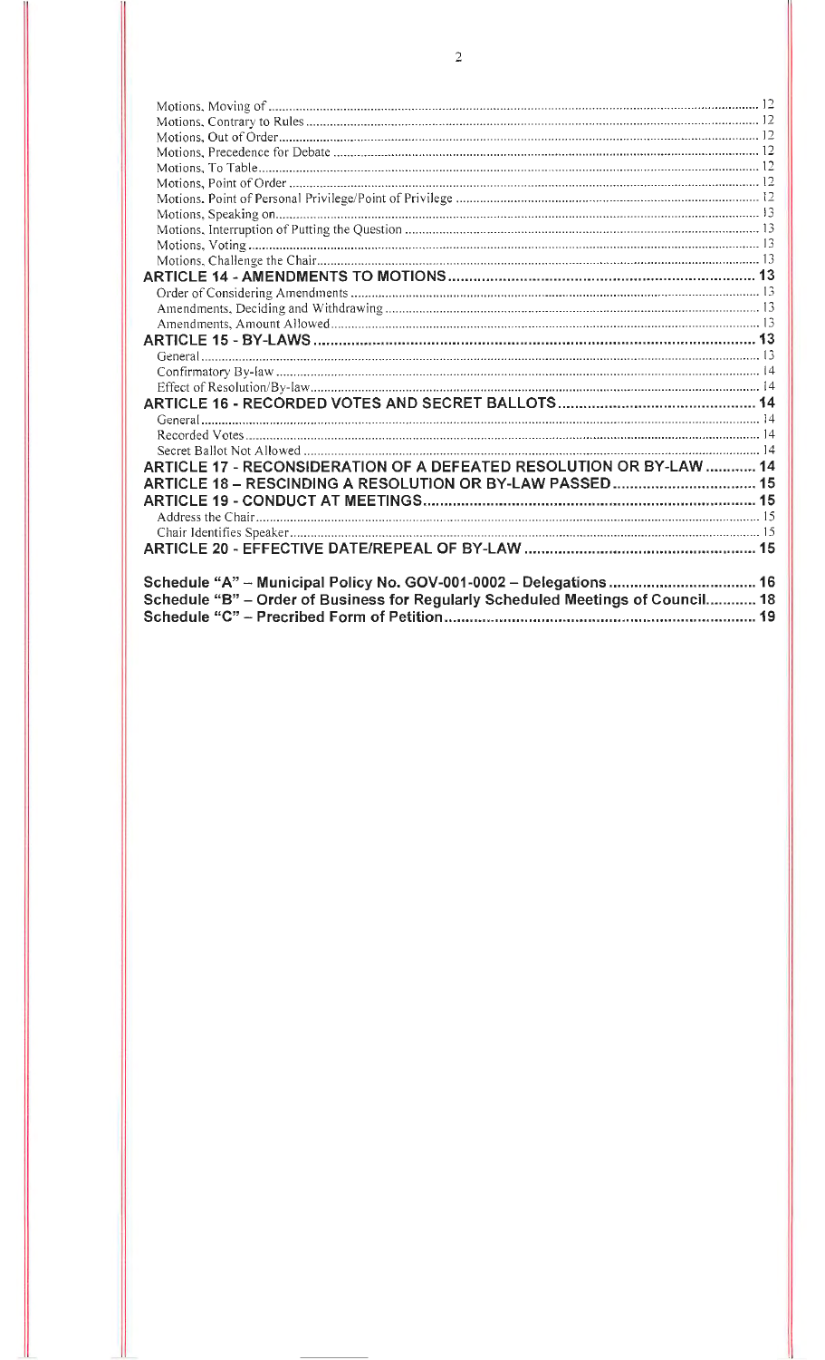| | |
|---|---|
| Motions, Moving of | 12 |
| Motions, Contrary to Rules | 12 |
| Motions, Out of Order | 12 |
| Motions, Precedence for Debate | 12 |
| Motions, To Table | 12 |
| Motions, Point of Order | 12 |
| Motions, Point of Personal Privilege/Point of Privilege | 12 |
| Motions, Speaking on | 13 |
| Motions, Interruption of Putting the Question | 13 |
| Motions, Voting | 13 |
| Motions, Challenge the Chair | 13 |
| **ARTICLE 14 - AMENDMENTS TO MOTIONS** | **13** |
| Order of Considering Amendments | 13 |
| Amendments, Deciding and Withdrawing | 13 |
| Amendments, Amount Allowed | 13 |
| **ARTICLE 15 - BY-LAWS** | **13** |
| General | 13 |
| Confirmatory By-law | 14 |
| Effect of Resolution/By-law | 14 |
| **ARTICLE 16 - RECORDED VOTES AND SECRET BALLOTS** | **14** |
| General | 14 |
| Recorded Votes | 14 |
| Secret Ballot Not Allowed | 14 |
| **ARTICLE 17 - RECONSIDERATION OF A DEFEATED RESOLUTION OR BY-LAW** | **14** |
| **ARTICLE 18 – RESCINDING A RESOLUTION OR BY-LAW PASSED** | **15** |
| **ARTICLE 19 - CONDUCT AT MEETINGS** | **15** |
| Address the Chair | 15 |
| Chair Identifies Speaker | 15 |
| **ARTICLE 20 - EFFECTIVE DATE/REPEAL OF BY-LAW** | **15** |
| | |
| **Schedule "A" – Municipal Policy No. GOV-001-0002 – Delegations** | **16** |
| **Schedule "B" – Order of Business for Regularly Scheduled Meetings of Council** | **18** |
| **Schedule "C" – Precribed Form of Petition** | **19** |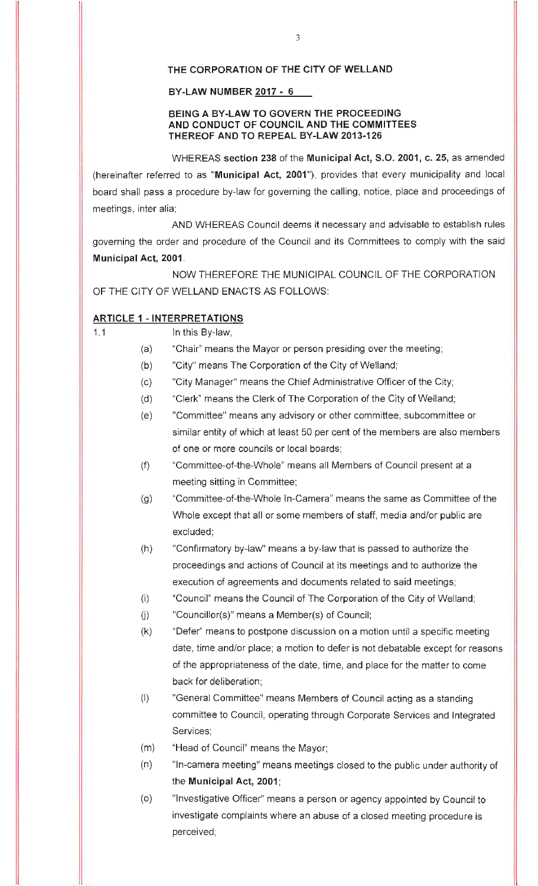**THE CORPORATION OF THE CITY OF WELLAND**

**BY-LAW NUMBER 2017 - 6**

**BEING A BY-LAW TO GOVERN THE PROCEEDING AND CONDUCT OF COUNCIL AND THE COMMITTEES THEREOF AND TO REPEAL BY-LAW 2013-126**

WHEREAS **section 238** of the **Municipal Act, S.O. 2001, c. 25,** as amended (hereinafter referred to as "**Municipal Act, 2001**"), provides that every municipality and local board shall pass a procedure by-law for governing the calling, notice, place and proceedings of meetings, inter alia;

AND WHEREAS Council deems it necessary and advisable to establish rules governing the order and procedure of the Council and its Committees to comply with the said **Municipal Act, 2001**.

NOW THEREFORE THE MUNICIPAL COUNCIL OF THE CORPORATION OF THE CITY OF WELLAND ENACTS AS FOLLOWS:

**ARTICLE 1 - INTERPRETATIONS**

1.1 In this By-law,

(a) "Chair" means the Mayor or person presiding over the meeting;

(b) "City" means The Corporation of the City of Welland;

(c) "City Manager" means the Chief Administrative Officer of the City;

(d) "Clerk" means the Clerk of The Corporation of the City of Welland;

(e) "Committee" means any advisory or other committee, subcommittee or similar entity of which at least 50 per cent of the members are also members of one or more councils or local boards;

(f) "Committee-of-the-Whole" means all Members of Council present at a meeting sitting in Committee;

(g) "Committee-of-the-Whole In-Camera" means the same as Committee of the Whole except that all or some members of staff, media and/or public are excluded;

(h) "Confirmatory by-law" means a by-law that is passed to authorize the proceedings and actions of Council at its meetings and to authorize the execution of agreements and documents related to said meetings;

(i) "Council" means the Council of The Corporation of the City of Welland;

(j) "Councillor(s)" means a Member(s) of Council;

(k) "Defer" means to postpone discussion on a motion until a specific meeting date, time and/or place; a motion to defer is not debatable except for reasons of the appropriateness of the date, time, and place for the matter to come back for deliberation;

(l) "General Committee" means Members of Council acting as a standing committee to Council, operating through Corporate Services and Integrated Services;

(m) "Head of Council" means the Mayor;

(n) "In-camera meeting" means meetings closed to the public under authority of the **Municipal Act, 2001**;

(o) "Investigative Officer" means a person or agency appointed by Council to investigate complaints where an abuse of a closed meeting procedure is perceived;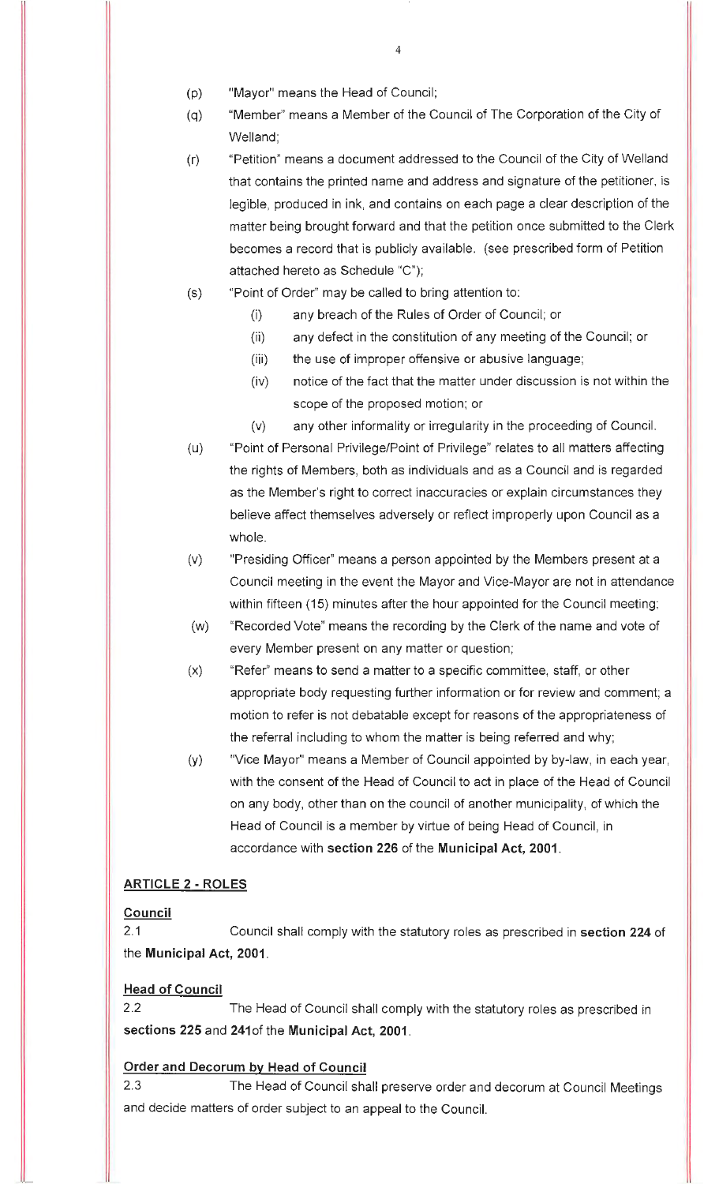(p) "Mayor" means the Head of Council;

(q) "Member" means a Member of the Council of The Corporation of the City of Welland;

(r) "Petition" means a document addressed to the Council of the City of Welland that contains the printed name and address and signature of the petitioner, is legible, produced in ink, and contains on each page a clear description of the matter being brought forward and that the petition once submitted to the Clerk becomes a record that is publicly available. (see prescribed form of Petition attached hereto as Schedule "C");

(s) "Point of Order" may be called to bring attention to:

   (i) any breach of the Rules of Order of Council; or
   
   (ii) any defect in the constitution of any meeting of the Council; or
   
   (iii) the use of improper offensive or abusive language;
   
   (iv) notice of the fact that the matter under discussion is not within the scope of the proposed motion; or
   
   (v) any other informality or irregularity in the proceeding of Council.

(u) "Point of Personal Privilege/Point of Privilege" relates to all matters affecting the rights of Members, both as individuals and as a Council and is regarded as the Member's right to correct inaccuracies or explain circumstances they believe affect themselves adversely or reflect improperly upon Council as a whole.

(v) "Presiding Officer" means a person appointed by the Members present at a Council meeting in the event the Mayor and Vice-Mayor are not in attendance within fifteen (15) minutes after the hour appointed for the Council meeting;

(w) "Recorded Vote" means the recording by the Clerk of the name and vote of every Member present on any matter or question;

(x) "Refer" means to send a matter to a specific committee, staff, or other appropriate body requesting further information or for review and comment; a motion to refer is not debatable except for reasons of the appropriateness of the referral including to whom the matter is being referred and why;

(y) "Vice Mayor" means a Member of Council appointed by by-law, in each year, with the consent of the Head of Council to act in place of the Head of Council on any body, other than on the council of another municipality, of which the Head of Council is a member by virtue of being Head of Council, in accordance with **section 226** of the **Municipal Act, 2001**.

## ARTICLE 2 - ROLES

### Council

2.1 Council shall comply with the statutory roles as prescribed in **section 224** of the **Municipal Act, 2001**.

### Head of Council

2.2 The Head of Council shall comply with the statutory roles as prescribed in **sections 225** and **241**of the **Municipal Act, 2001**.

### Order and Decorum by Head of Council

2.3 The Head of Council shall preserve order and decorum at Council Meetings and decide matters of order subject to an appeal to the Council.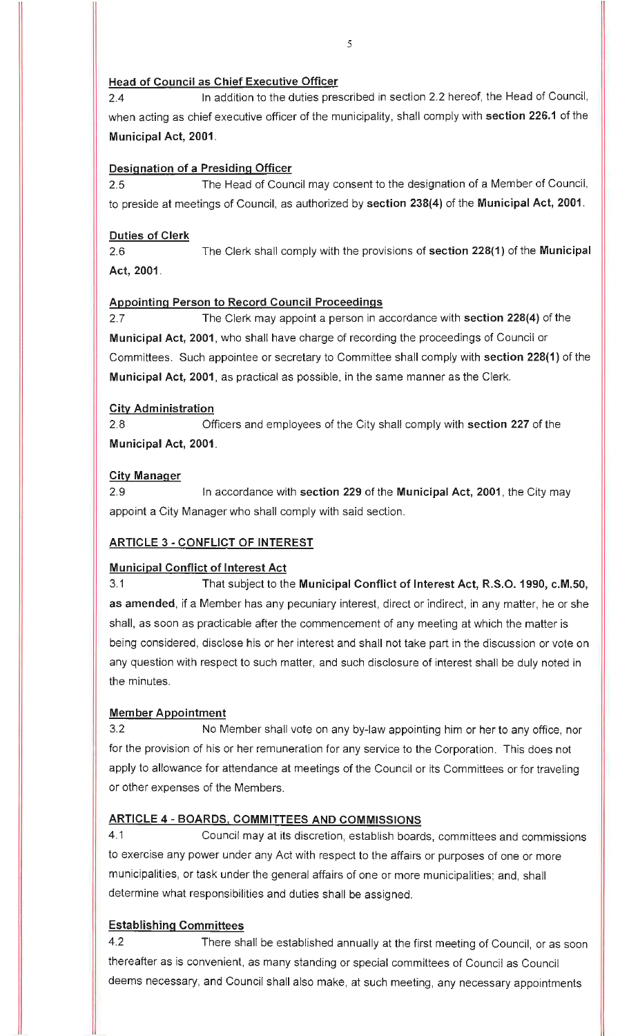**Head of Council as Chief Executive Officer**

2.4 In addition to the duties prescribed in section 2.2 hereof, the Head of Council, when acting as chief executive officer of the municipality, shall comply with **section 226.1** of the **Municipal Act, 2001**.

**Designation of a Presiding Officer**

2.5 The Head of Council may consent to the designation of a Member of Council, to preside at meetings of Council, as authorized by **section 238(4)** of the **Municipal Act, 2001**.

**Duties of Clerk**

2.6 The Clerk shall comply with the provisions of **section 228(1)** of the **Municipal Act, 2001**.

**Appointing Person to Record Council Proceedings**

2.7 The Clerk may appoint a person in accordance with **section 228(4)** of the **Municipal Act, 2001**, who shall have charge of recording the proceedings of Council or Committees. Such appointee or secretary to Committee shall comply with **section 228(1)** of the **Municipal Act, 2001**, as practical as possible, in the same manner as the Clerk.

**City Administration**

2.8 Officers and employees of the City shall comply with **section 227** of the **Municipal Act, 2001**.

**City Manager**

2.9 In accordance with **section 229** of the **Municipal Act, 2001**, the City may appoint a City Manager who shall comply with said section.

**ARTICLE 3 - CONFLICT OF INTEREST**

**Municipal Conflict of Interest Act**

3.1 That subject to the **Municipal Conflict of Interest Act, R.S.O. 1990, c.M.50, as amended**, if a Member has any pecuniary interest, direct or indirect, in any matter, he or she shall, as soon as practicable after the commencement of any meeting at which the matter is being considered, disclose his or her interest and shall not take part in the discussion or vote on any question with respect to such matter, and such disclosure of interest shall be duly noted in the minutes.

**Member Appointment**

3.2 No Member shall vote on any by-law appointing him or her to any office, nor for the provision of his or her remuneration for any service to the Corporation. This does not apply to allowance for attendance at meetings of the Council or its Committees or for traveling or other expenses of the Members.

**ARTICLE 4 - BOARDS, COMMITTEES AND COMMISSIONS**

4.1 Council may at its discretion, establish boards, committees and commissions to exercise any power under any Act with respect to the affairs or purposes of one or more municipalities, or task under the general affairs of one or more municipalities; and, shall determine what responsibilities and duties shall be assigned.

**Establishing Committees**

4.2 There shall be established annually at the first meeting of Council, or as soon thereafter as is convenient, as many standing or special committees of Council as Council deems necessary, and Council shall also make, at such meeting, any necessary appointments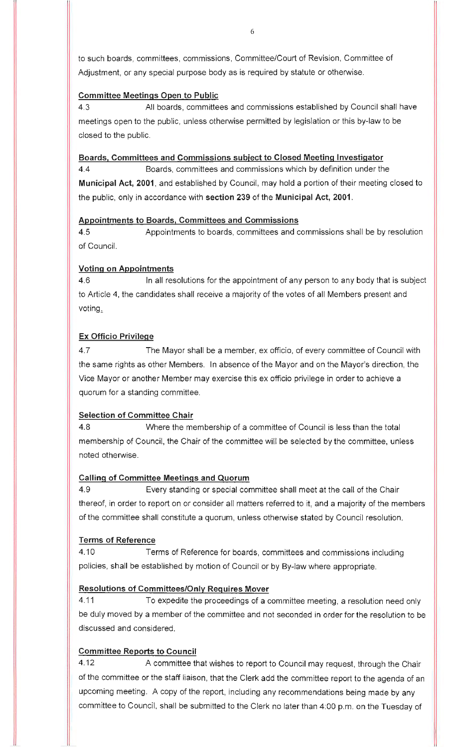to such boards, committees, commissions, Committee/Court of Revision, Committee of Adjustment, or any special purpose body as is required by statute or otherwise.

**Committee Meetings Open to Public**

4.3 All boards, committees and commissions established by Council shall have meetings open to the public, unless otherwise permitted by legislation or this by-law to be closed to the public.

**Boards, Committees and Commissions subject to Closed Meeting Investigator**

4.4 Boards, committees and commissions which by definition under the **Municipal Act, 2001**, and established by Council, may hold a portion of their meeting closed to the public, only in accordance with **section 239** of the **Municipal Act, 2001**.

**Appointments to Boards, Committees and Commissions**

4.5 Appointments to boards, committees and commissions shall be by resolution of Council.

**Voting on Appointments**

4.6 In all resolutions for the appointment of any person to any body that is subject to Article 4, the candidates shall receive a majority of the votes of all Members present and voting.

**Ex Officio Privilege**

4.7 The Mayor shall be a member, ex officio, of every committee of Council with the same rights as other Members. In absence of the Mayor and on the Mayor's direction, the Vice Mayor or another Member may exercise this ex officio privilege in order to achieve a quorum for a standing committee.

**Selection of Committee Chair**

4.8 Where the membership of a committee of Council is less than the total membership of Council, the Chair of the committee will be selected by the committee, unless noted otherwise.

**Calling of Committee Meetings and Quorum**

4.9 Every standing or special committee shall meet at the call of the Chair thereof, in order to report on or consider all matters referred to it, and a majority of the members of the committee shall constitute a quorum, unless otherwise stated by Council resolution.

**Terms of Reference**

4.10 Terms of Reference for boards, committees and commissions including policies, shall be established by motion of Council or by By-law where appropriate.

**Resolutions of Committees/Only Requires Mover**

4.11 To expedite the proceedings of a committee meeting, a resolution need only be duly moved by a member of the committee and not seconded in order for the resolution to be discussed and considered.

**Committee Reports to Council**

4.12 A committee that wishes to report to Council may request, through the Chair of the committee or the staff liaison, that the Clerk add the committee report to the agenda of an upcoming meeting. A copy of the report, including any recommendations being made by any committee to Council, shall be submitted to the Clerk no later than 4:00 p.m. on the Tuesday of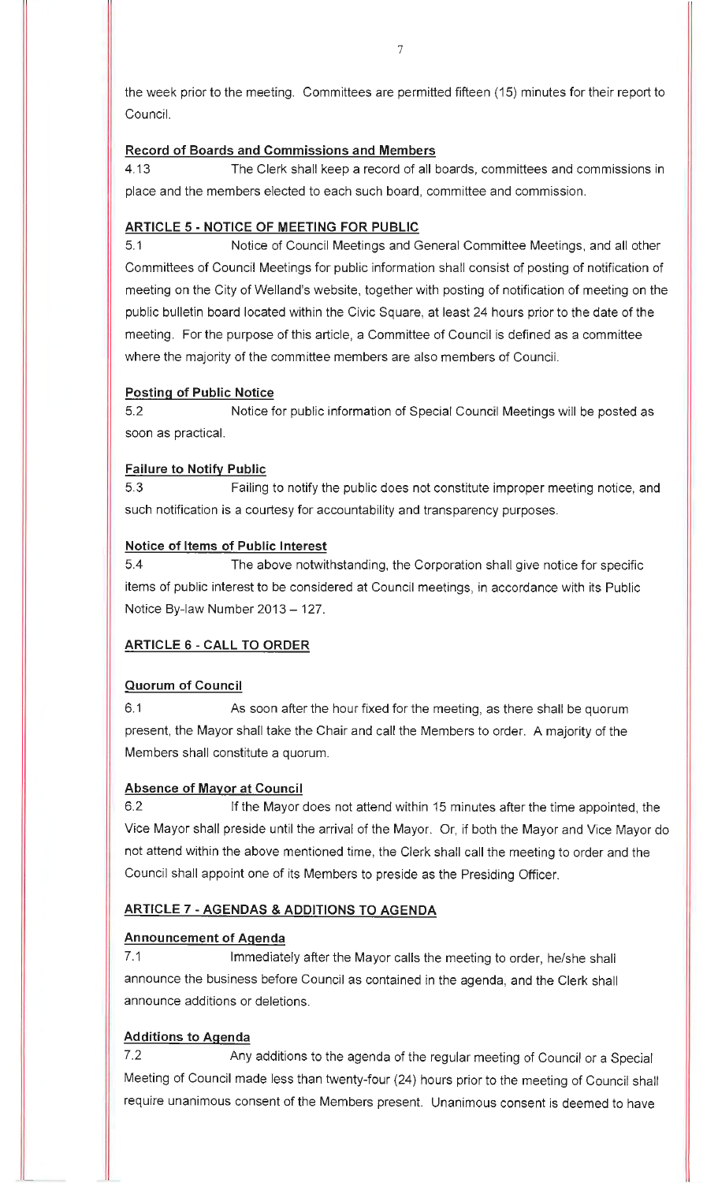the week prior to the meeting. Committees are permitted fifteen (15) minutes for their report to Council.

**Record of Boards and Commissions and Members**

4.13 The Clerk shall keep a record of all boards, committees and commissions in place and the members elected to each such board, committee and commission.

## ARTICLE 5 - NOTICE OF MEETING FOR PUBLIC

5.1 Notice of Council Meetings and General Committee Meetings, and all other Committees of Council Meetings for public information shall consist of posting of notification of meeting on the City of Welland's website, together with posting of notification of meeting on the public bulletin board located within the Civic Square, at least 24 hours prior to the date of the meeting. For the purpose of this article, a Committee of Council is defined as a committee where the majority of the committee members are also members of Council.

**Posting of Public Notice**

5.2 Notice for public information of Special Council Meetings will be posted as soon as practical.

**Failure to Notify Public**

5.3 Failing to notify the public does not constitute improper meeting notice, and such notification is a courtesy for accountability and transparency purposes.

**Notice of Items of Public Interest**

5.4 The above notwithstanding, the Corporation shall give notice for specific items of public interest to be considered at Council meetings, in accordance with its Public Notice By-law Number 2013 – 127.

## ARTICLE 6 - CALL TO ORDER

**Quorum of Council**

6.1 As soon after the hour fixed for the meeting, as there shall be quorum present, the Mayor shall take the Chair and call the Members to order. A majority of the Members shall constitute a quorum.

**Absence of Mayor at Council**

6.2 If the Mayor does not attend within 15 minutes after the time appointed, the Vice Mayor shall preside until the arrival of the Mayor. Or, if both the Mayor and Vice Mayor do not attend within the above mentioned time, the Clerk shall call the meeting to order and the Council shall appoint one of its Members to preside as the Presiding Officer.

## ARTICLE 7 - AGENDAS & ADDITIONS TO AGENDA

**Announcement of Agenda**

7.1 Immediately after the Mayor calls the meeting to order, he/she shall announce the business before Council as contained in the agenda, and the Clerk shall announce additions or deletions.

**Additions to Agenda**

7.2 Any additions to the agenda of the regular meeting of Council or a Special Meeting of Council made less than twenty-four (24) hours prior to the meeting of Council shall require unanimous consent of the Members present. Unanimous consent is deemed to have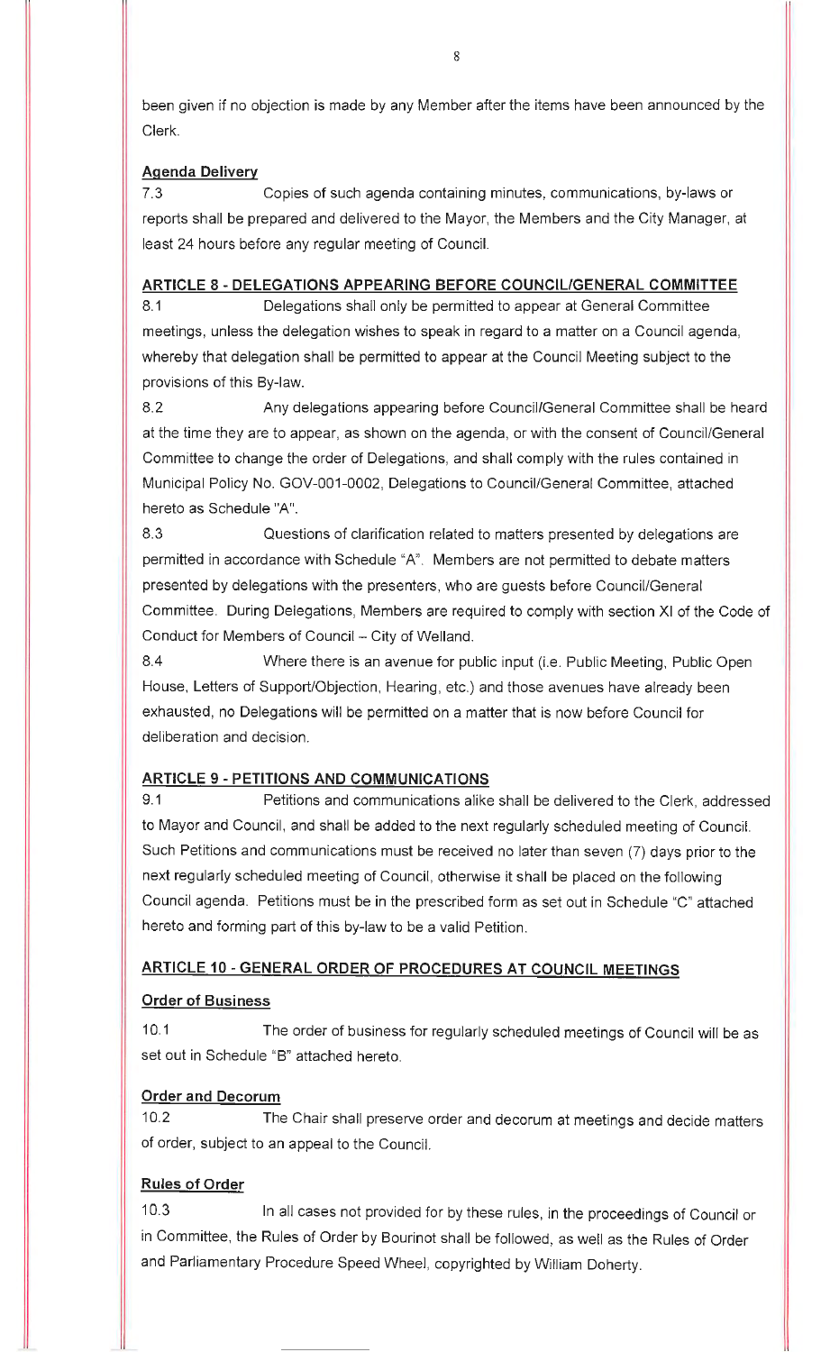been given if no objection is made by any Member after the items have been announced by the Clerk.

**Agenda Delivery**

7.3 Copies of such agenda containing minutes, communications, by-laws or reports shall be prepared and delivered to the Mayor, the Members and the City Manager, at least 24 hours before any regular meeting of Council.

## ARTICLE 8 - DELEGATIONS APPEARING BEFORE COUNCIL/GENERAL COMMITTEE

8.1 Delegations shall only be permitted to appear at General Committee meetings, unless the delegation wishes to speak in regard to a matter on a Council agenda, whereby that delegation shall be permitted to appear at the Council Meeting subject to the provisions of this By-law.

8.2 Any delegations appearing before Council/General Committee shall be heard at the time they are to appear, as shown on the agenda, or with the consent of Council/General Committee to change the order of Delegations, and shall comply with the rules contained in Municipal Policy No. GOV-001-0002, Delegations to Council/General Committee, attached hereto as Schedule "A".

8.3 Questions of clarification related to matters presented by delegations are permitted in accordance with Schedule "A". Members are not permitted to debate matters presented by delegations with the presenters, who are guests before Council/General Committee. During Delegations, Members are required to comply with section XI of the Code of Conduct for Members of Council – City of Welland.

8.4 Where there is an avenue for public input (i.e. Public Meeting, Public Open House, Letters of Support/Objection, Hearing, etc.) and those avenues have already been exhausted, no Delegations will be permitted on a matter that is now before Council for deliberation and decision.

## ARTICLE 9 - PETITIONS AND COMMUNICATIONS

9.1 Petitions and communications alike shall be delivered to the Clerk, addressed to Mayor and Council, and shall be added to the next regularly scheduled meeting of Council. Such Petitions and communications must be received no later than seven (7) days prior to the next regularly scheduled meeting of Council, otherwise it shall be placed on the following Council agenda. Petitions must be in the prescribed form as set out in Schedule "C" attached hereto and forming part of this by-law to be a valid Petition.

## ARTICLE 10 - GENERAL ORDER OF PROCEDURES AT COUNCIL MEETINGS

**Order of Business**

10.1 The order of business for regularly scheduled meetings of Council will be as set out in Schedule "B" attached hereto.

**Order and Decorum**

10.2 The Chair shall preserve order and decorum at meetings and decide matters of order, subject to an appeal to the Council.

**Rules of Order**

10.3 In all cases not provided for by these rules, in the proceedings of Council or in Committee, the Rules of Order by Bourinot shall be followed, as well as the Rules of Order and Parliamentary Procedure Speed Wheel, copyrighted by William Doherty.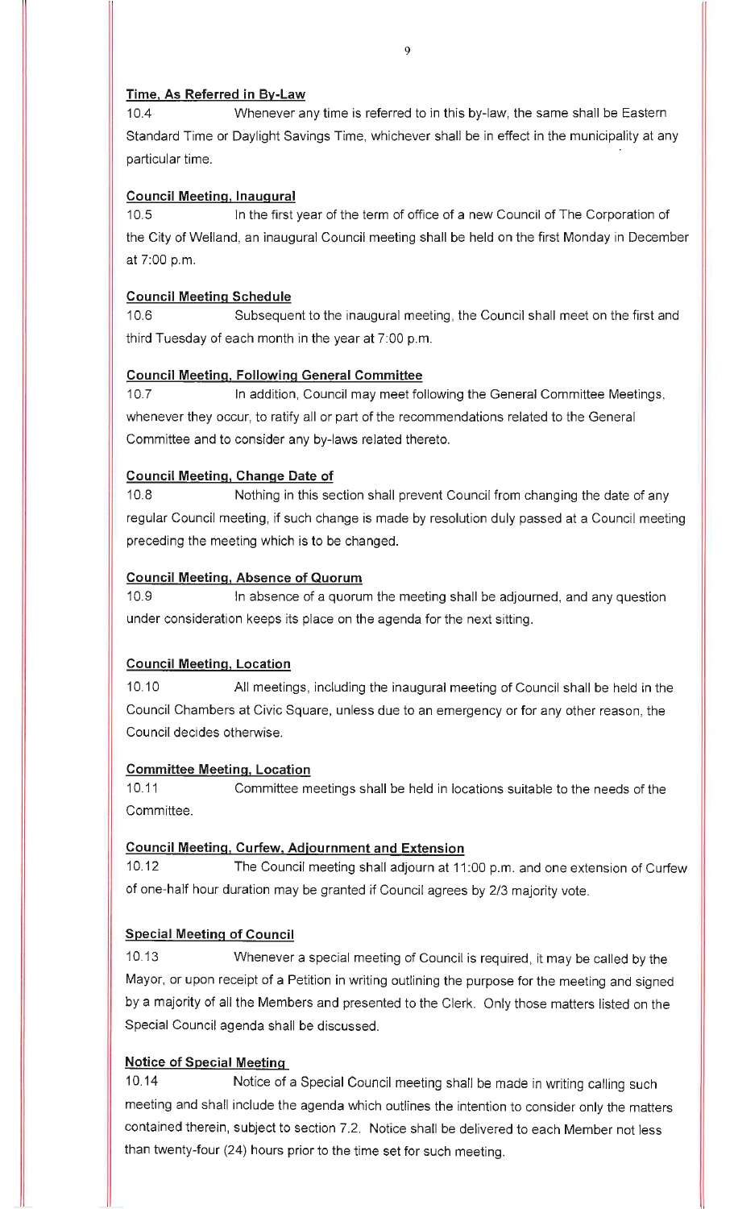**Time, As Referred in By-Law**

10.4 Whenever any time is referred to in this by-law, the same shall be Eastern Standard Time or Daylight Savings Time, whichever shall be in effect in the municipality at any particular time.

**Council Meeting, Inaugural**

10.5 In the first year of the term of office of a new Council of The Corporation of the City of Welland, an inaugural Council meeting shall be held on the first Monday in December at 7:00 p.m.

**Council Meeting Schedule**

10.6 Subsequent to the inaugural meeting, the Council shall meet on the first and third Tuesday of each month in the year at 7:00 p.m.

**Council Meeting, Following General Committee**

10.7 In addition, Council may meet following the General Committee Meetings, whenever they occur, to ratify all or part of the recommendations related to the General Committee and to consider any by-laws related thereto.

**Council Meeting, Change Date of**

10.8 Nothing in this section shall prevent Council from changing the date of any regular Council meeting, if such change is made by resolution duly passed at a Council meeting preceding the meeting which is to be changed.

**Council Meeting, Absence of Quorum**

10.9 In absence of a quorum the meeting shall be adjourned, and any question under consideration keeps its place on the agenda for the next sitting.

**Council Meeting, Location**

10.10 All meetings, including the inaugural meeting of Council shall be held in the Council Chambers at Civic Square, unless due to an emergency or for any other reason, the Council decides otherwise.

**Committee Meeting, Location**

10.11 Committee meetings shall be held in locations suitable to the needs of the Committee.

**Council Meeting, Curfew, Adjournment and Extension**

10.12 The Council meeting shall adjourn at 11:00 p.m. and one extension of Curfew of one-half hour duration may be granted if Council agrees by 2/3 majority vote.

**Special Meeting of Council**

10.13 Whenever a special meeting of Council is required, it may be called by the Mayor, or upon receipt of a Petition in writing outlining the purpose for the meeting and signed by a majority of all the Members and presented to the Clerk. Only those matters listed on the Special Council agenda shall be discussed.

**Notice of Special Meeting**

10.14 Notice of a Special Council meeting shall be made in writing calling such meeting and shall include the agenda which outlines the intention to consider only the matters contained therein, subject to section 7.2. Notice shall be delivered to each Member not less than twenty-four (24) hours prior to the time set for such meeting.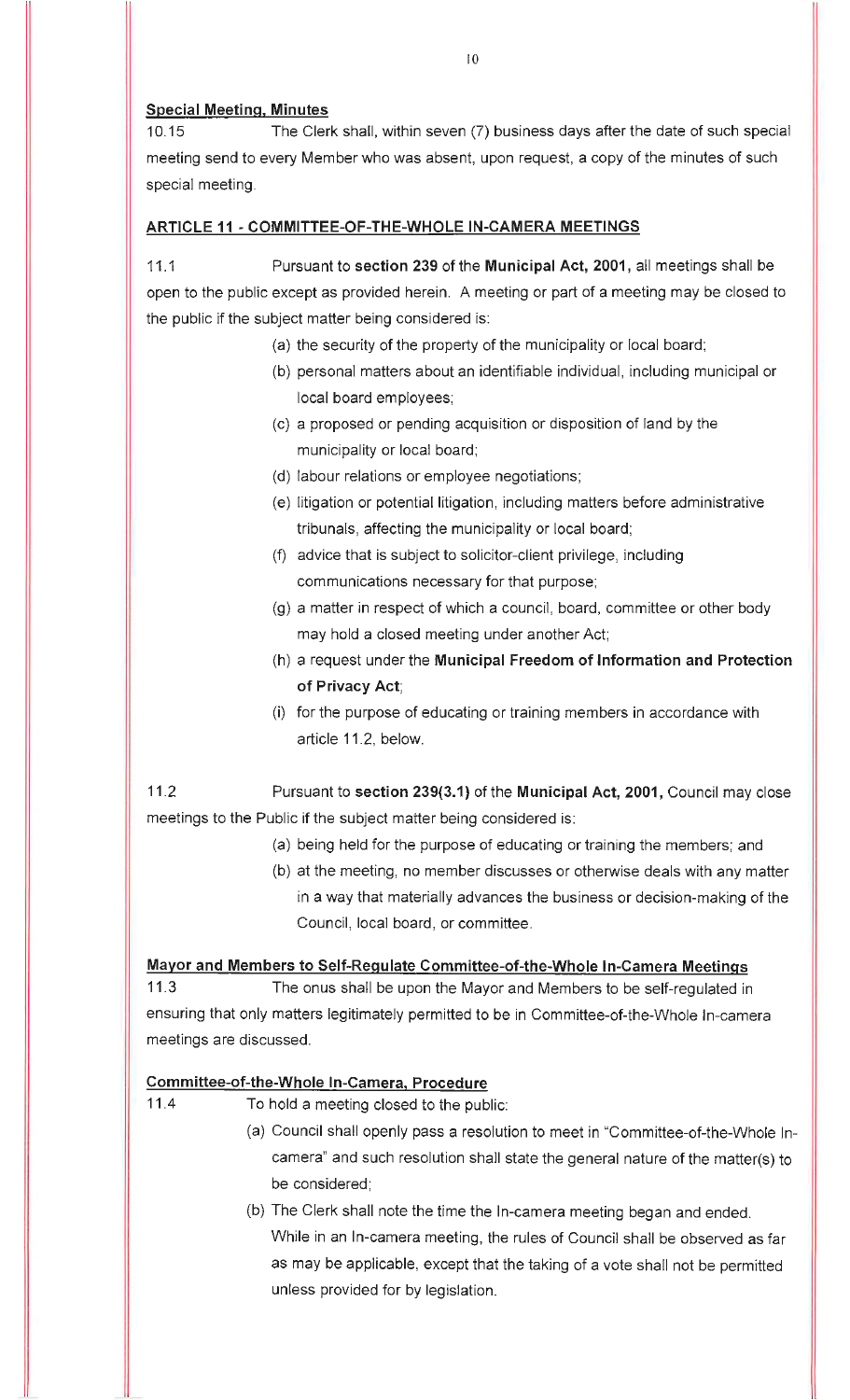**Special Meeting, Minutes**

10.15 The Clerk shall, within seven (7) business days after the date of such special meeting send to every Member who was absent, upon request, a copy of the minutes of such special meeting.

## ARTICLE 11 - COMMITTEE-OF-THE-WHOLE IN-CAMERA MEETINGS

11.1 Pursuant to **section 239** of the **Municipal Act, 2001,** all meetings shall be open to the public except as provided herein. A meeting or part of a meeting may be closed to the public if the subject matter being considered is:

(a) the security of the property of the municipality or local board;

(b) personal matters about an identifiable individual, including municipal or local board employees;

(c) a proposed or pending acquisition or disposition of land by the municipality or local board;

(d) labour relations or employee negotiations;

(e) litigation or potential litigation, including matters before administrative tribunals, affecting the municipality or local board;

(f) advice that is subject to solicitor-client privilege, including communications necessary for that purpose;

(g) a matter in respect of which a council, board, committee or other body may hold a closed meeting under another Act;

(h) a request under the **Municipal Freedom of Information and Protection of Privacy Act**;

(i) for the purpose of educating or training members in accordance with article 11.2, below.

11.2 Pursuant to **section 239(3.1)** of the **Municipal Act, 2001,** Council may close meetings to the Public if the subject matter being considered is:

(a) being held for the purpose of educating or training the members; and

(b) at the meeting, no member discusses or otherwise deals with any matter in a way that materially advances the business or decision-making of the Council, local board, or committee.

**Mayor and Members to Self-Regulate Committee-of-the-Whole In-Camera Meetings**

11.3 The onus shall be upon the Mayor and Members to be self-regulated in ensuring that only matters legitimately permitted to be in Committee-of-the-Whole In-camera meetings are discussed.

**Committee-of-the-Whole In-Camera, Procedure**

11.4 To hold a meeting closed to the public:

(a) Council shall openly pass a resolution to meet in "Committee-of-the-Whole In-camera" and such resolution shall state the general nature of the matter(s) to be considered;

(b) The Clerk shall note the time the In-camera meeting began and ended. While in an In-camera meeting, the rules of Council shall be observed as far as may be applicable, except that the taking of a vote shall not be permitted unless provided for by legislation.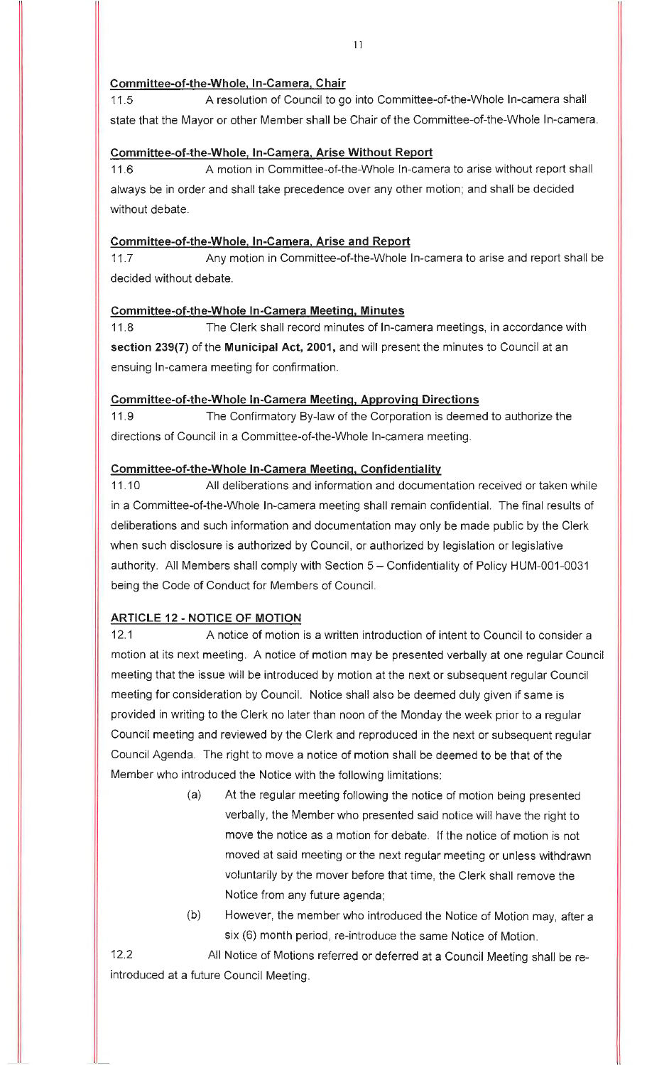**Committee-of-the-Whole, In-Camera, Chair**

11.5 A resolution of Council to go into Committee-of-the-Whole In-camera shall state that the Mayor or other Member shall be Chair of the Committee-of-the-Whole In-camera.

**Committee-of-the-Whole, In-Camera, Arise Without Report**

11.6 A motion in Committee-of-the-Whole In-camera to arise without report shall always be in order and shall take precedence over any other motion; and shall be decided without debate.

**Committee-of-the-Whole, In-Camera, Arise and Report**

11.7 Any motion in Committee-of-the-Whole In-camera to arise and report shall be decided without debate.

**Committee-of-the-Whole In-Camera Meeting, Minutes**

11.8 The Clerk shall record minutes of In-camera meetings, in accordance with **section 239(7)** of the **Municipal Act, 2001,** and will present the minutes to Council at an ensuing In-camera meeting for confirmation.

**Committee-of-the-Whole In-Camera Meeting, Approving Directions**

11.9 The Confirmatory By-law of the Corporation is deemed to authorize the directions of Council in a Committee-of-the-Whole In-camera meeting.

**Committee-of-the-Whole In-Camera Meeting, Confidentiality**

11.10 All deliberations and information and documentation received or taken while in a Committee-of-the-Whole In-camera meeting shall remain confidential. The final results of deliberations and such information and documentation may only be made public by the Clerk when such disclosure is authorized by Council, or authorized by legislation or legislative authority. All Members shall comply with Section 5 – Confidentiality of Policy HUM-001-0031 being the Code of Conduct for Members of Council.

## ARTICLE 12 - NOTICE OF MOTION

12.1 A notice of motion is a written introduction of intent to Council to consider a motion at its next meeting. A notice of motion may be presented verbally at one regular Council meeting that the issue will be introduced by motion at the next or subsequent regular Council meeting for consideration by Council. Notice shall also be deemed duly given if same is provided in writing to the Clerk no later than noon of the Monday the week prior to a regular Council meeting and reviewed by the Clerk and reproduced in the next or subsequent regular Council Agenda. The right to move a notice of motion shall be deemed to be that of the Member who introduced the Notice with the following limitations:

(a) At the regular meeting following the notice of motion being presented verbally, the Member who presented said notice will have the right to move the notice as a motion for debate. If the notice of motion is not moved at said meeting or the next regular meeting or unless withdrawn voluntarily by the mover before that time, the Clerk shall remove the Notice from any future agenda;

(b) However, the member who introduced the Notice of Motion may, after a six (6) month period, re-introduce the same Notice of Motion.

12.2 All Notice of Motions referred or deferred at a Council Meeting shall be re-introduced at a future Council Meeting.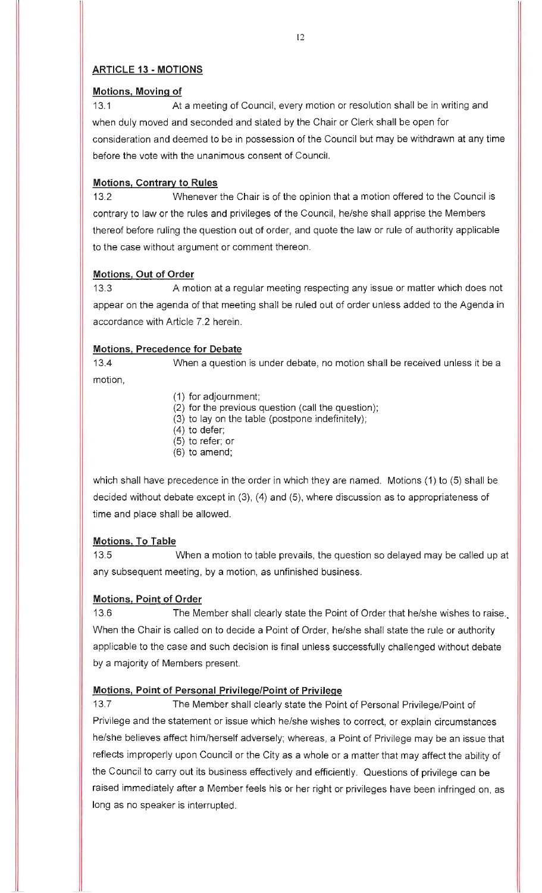## ARTICLE 13 - MOTIONS

**Motions, Moving of**

13.1 At a meeting of Council, every motion or resolution shall be in writing and when duly moved and seconded and stated by the Chair or Clerk shall be open for consideration and deemed to be in possession of the Council but may be withdrawn at any time before the vote with the unanimous consent of Council.

**Motions, Contrary to Rules**

13.2 Whenever the Chair is of the opinion that a motion offered to the Council is contrary to law or the rules and privileges of the Council, he/she shall apprise the Members thereof before ruling the question out of order, and quote the law or rule of authority applicable to the case without argument or comment thereon.

**Motions, Out of Order**

13.3 A motion at a regular meeting respecting any issue or matter which does not appear on the agenda of that meeting shall be ruled out of order unless added to the Agenda in accordance with Article 7.2 herein.

**Motions, Precedence for Debate**

13.4 When a question is under debate, no motion shall be received unless it be a motion,

(1) for adjournment;
(2) for the previous question (call the question);
(3) to lay on the table (postpone indefinitely);
(4) to defer;
(5) to refer; or
(6) to amend;

which shall have precedence in the order in which they are named. Motions (1) to (5) shall be decided without debate except in (3), (4) and (5), where discussion as to appropriateness of time and place shall be allowed.

**Motions, To Table**

13.5 When a motion to table prevails, the question so delayed may be called up at any subsequent meeting, by a motion, as unfinished business.

**Motions, Point of Order**

13.6 The Member shall clearly state the Point of Order that he/she wishes to raise. When the Chair is called on to decide a Point of Order, he/she shall state the rule or authority applicable to the case and such decision is final unless successfully challenged without debate by a majority of Members present.

**Motions, Point of Personal Privilege/Point of Privilege**

13.7 The Member shall clearly state the Point of Personal Privilege/Point of Privilege and the statement or issue which he/she wishes to correct, or explain circumstances he/she believes affect him/herself adversely; whereas, a Point of Privilege may be an issue that reflects improperly upon Council or the City as a whole or a matter that may affect the ability of the Council to carry out its business effectively and efficiently. Questions of privilege can be raised immediately after a Member feels his or her right or privileges have been infringed on, as long as no speaker is interrupted.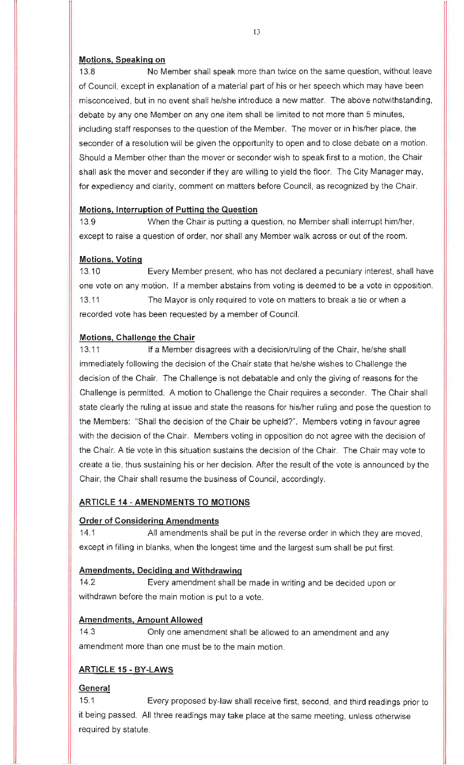**Motions, Speaking on**

13.8 No Member shall speak more than twice on the same question, without leave of Council, except in explanation of a material part of his or her speech which may have been misconceived, but in no event shall he/she introduce a new matter. The above notwithstanding, debate by any one Member on any one item shall be limited to not more than 5 minutes, including staff responses to the question of the Member. The mover or in his/her place, the seconder of a resolution will be given the opportunity to open and to close debate on a motion. Should a Member other than the mover or seconder wish to speak first to a motion, the Chair shall ask the mover and seconder if they are willing to yield the floor. The City Manager may, for expediency and clarity, comment on matters before Council, as recognized by the Chair.

**Motions, Interruption of Putting the Question**

13.9 When the Chair is putting a question, no Member shall interrupt him/her, except to raise a question of order, nor shall any Member walk across or out of the room.

**Motions, Voting**

13.10 Every Member present, who has not declared a pecuniary interest, shall have one vote on any motion. If a member abstains from voting is deemed to be a vote in opposition.

13.11 The Mayor is only required to vote on matters to break a tie or when a recorded vote has been requested by a member of Council.

**Motions, Challenge the Chair**

13.11 If a Member disagrees with a decision/ruling of the Chair, he/she shall immediately following the decision of the Chair state that he/she wishes to Challenge the decision of the Chair. The Challenge is not debatable and only the giving of reasons for the Challenge is permitted. A motion to Challenge the Chair requires a seconder. The Chair shall state clearly the ruling at issue and state the reasons for his/her ruling and pose the question to the Members: "Shall the decision of the Chair be upheld?". Members voting in favour agree with the decision of the Chair. Members voting in opposition do not agree with the decision of the Chair. A tie vote in this situation sustains the decision of the Chair. The Chair may vote to create a tie, thus sustaining his or her decision. After the result of the vote is announced by the Chair, the Chair shall resume the business of Council, accordingly.

## ARTICLE 14 - AMENDMENTS TO MOTIONS

**Order of Considering Amendments**

14.1 All amendments shall be put in the reverse order in which they are moved, except in filling in blanks, when the longest time and the largest sum shall be put first.

**Amendments, Deciding and Withdrawing**

14.2 Every amendment shall be made in writing and be decided upon or withdrawn before the main motion is put to a vote.

**Amendments, Amount Allowed**

14.3 Only one amendment shall be allowed to an amendment and any amendment more than one must be to the main motion.

## ARTICLE 15 - BY-LAWS

**General**

15.1 Every proposed by-law shall receive first, second, and third readings prior to it being passed. All three readings may take place at the same meeting, unless otherwise required by statute.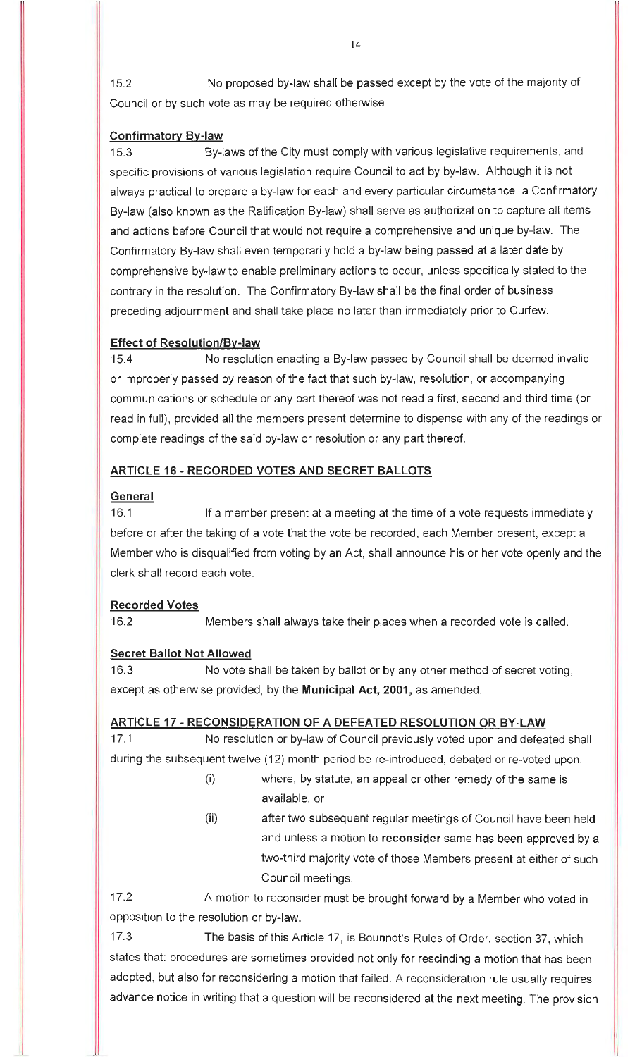15.2 No proposed by-law shall be passed except by the vote of the majority of Council or by such vote as may be required otherwise.

**Confirmatory By-law**

15.3 By-laws of the City must comply with various legislative requirements, and specific provisions of various legislation require Council to act by by-law. Although it is not always practical to prepare a by-law for each and every particular circumstance, a Confirmatory By-law (also known as the Ratification By-law) shall serve as authorization to capture all items and actions before Council that would not require a comprehensive and unique by-law. The Confirmatory By-law shall even temporarily hold a by-law being passed at a later date by comprehensive by-law to enable preliminary actions to occur, unless specifically stated to the contrary in the resolution. The Confirmatory By-law shall be the final order of business preceding adjournment and shall take place no later than immediately prior to Curfew.

**Effect of Resolution/By-law**

15.4 No resolution enacting a By-law passed by Council shall be deemed invalid or improperly passed by reason of the fact that such by-law, resolution, or accompanying communications or schedule or any part thereof was not read a first, second and third time (or read in full), provided all the members present determine to dispense with any of the readings or complete readings of the said by-law or resolution or any part thereof.

## ARTICLE 16 - RECORDED VOTES AND SECRET BALLOTS

**General**

16.1 If a member present at a meeting at the time of a vote requests immediately before or after the taking of a vote that the vote be recorded, each Member present, except a Member who is disqualified from voting by an Act, shall announce his or her vote openly and the clerk shall record each vote.

**Recorded Votes**

16.2 Members shall always take their places when a recorded vote is called.

**Secret Ballot Not Allowed**

16.3 No vote shall be taken by ballot or by any other method of secret voting, except as otherwise provided, by the **Municipal Act, 2001,** as amended.

## ARTICLE 17 - RECONSIDERATION OF A DEFEATED RESOLUTION OR BY-LAW

17.1 No resolution or by-law of Council previously voted upon and defeated shall during the subsequent twelve (12) month period be re-introduced, debated or re-voted upon;

(i) where, by statute, an appeal or other remedy of the same is available, or

(ii) after two subsequent regular meetings of Council have been held and unless a motion to **reconsider** same has been approved by a two-third majority vote of those Members present at either of such Council meetings.

17.2 A motion to reconsider must be brought forward by a Member who voted in opposition to the resolution or by-law.

17.3 The basis of this Article 17, is Bourinot's Rules of Order, section 37, which states that: procedures are sometimes provided not only for rescinding a motion that has been adopted, but also for reconsidering a motion that failed. A reconsideration rule usually requires advance notice in writing that a question will be reconsidered at the next meeting. The provision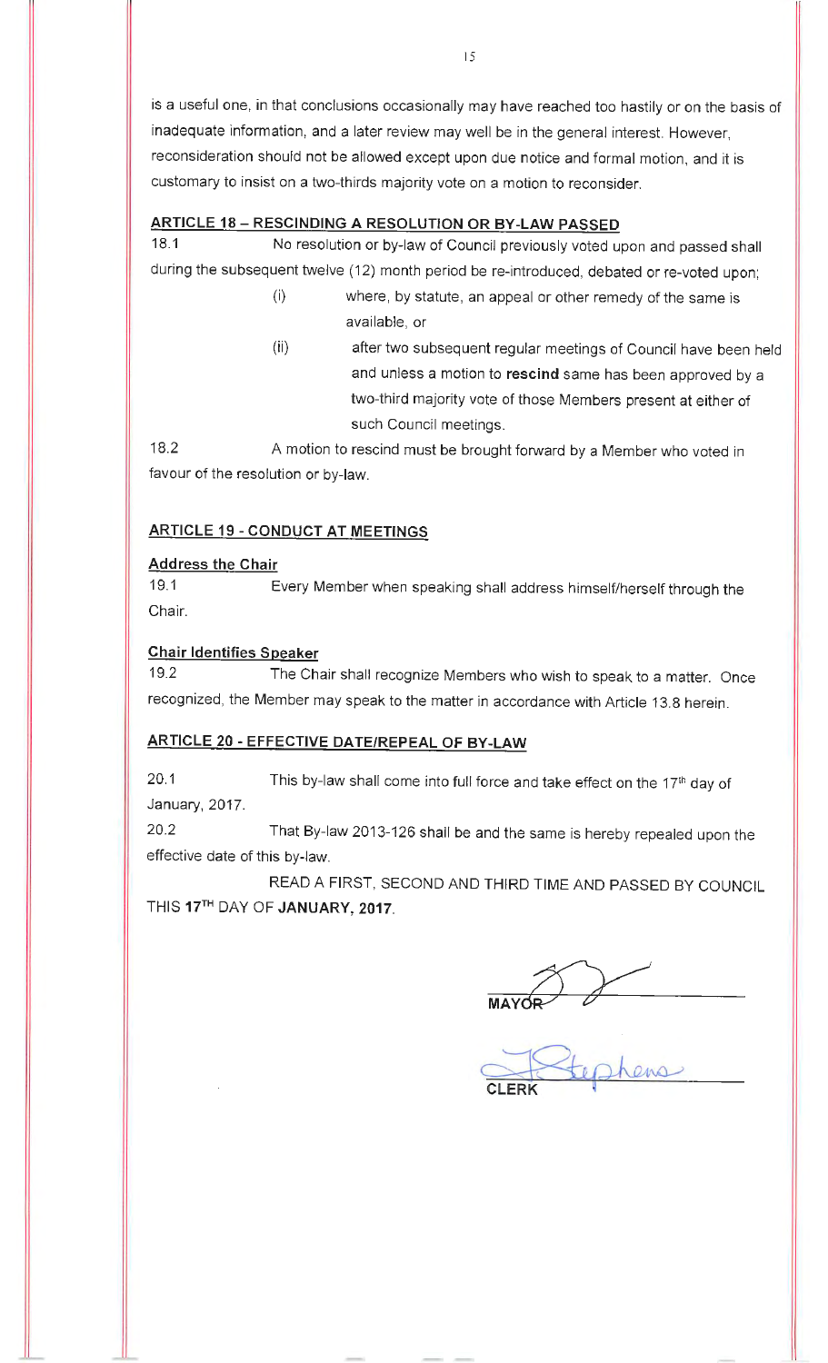is a useful one, in that conclusions occasionally may have reached too hastily or on the basis of inadequate information, and a later review may well be in the general interest. However, reconsideration should not be allowed except upon due notice and formal motion, and it is customary to insist on a two-thirds majority vote on a motion to reconsider.

## ARTICLE 18 – RESCINDING A RESOLUTION OR BY-LAW PASSED

18.1 No resolution or by-law of Council previously voted upon and passed shall during the subsequent twelve (12) month period be re-introduced, debated or re-voted upon;

(i) where, by statute, an appeal or other remedy of the same is available, or

(ii) after two subsequent regular meetings of Council have been held and unless a motion to **rescind** same has been approved by a two-third majority vote of those Members present at either of such Council meetings.

18.2 A motion to rescind must be brought forward by a Member who voted in favour of the resolution or by-law.

## ARTICLE 19 - CONDUCT AT MEETINGS

### Address the Chair

19.1 Every Member when speaking shall address himself/herself through the Chair.

### Chair Identifies Speaker

19.2 The Chair shall recognize Members who wish to speak to a matter. Once recognized, the Member may speak to the matter in accordance with Article 13.8 herein.

## ARTICLE 20 - EFFECTIVE DATE/REPEAL OF BY-LAW

20.1 This by-law shall come into full force and take effect on the 17th day of January, 2017.

20.2 That By-law 2013-126 shall be and the same is hereby repealed upon the effective date of this by-law.

READ A FIRST, SECOND AND THIRD TIME AND PASSED BY COUNCIL THIS **17TH** DAY OF **JANUARY, 2017**.

MAYOR

J. Stephens

CLERK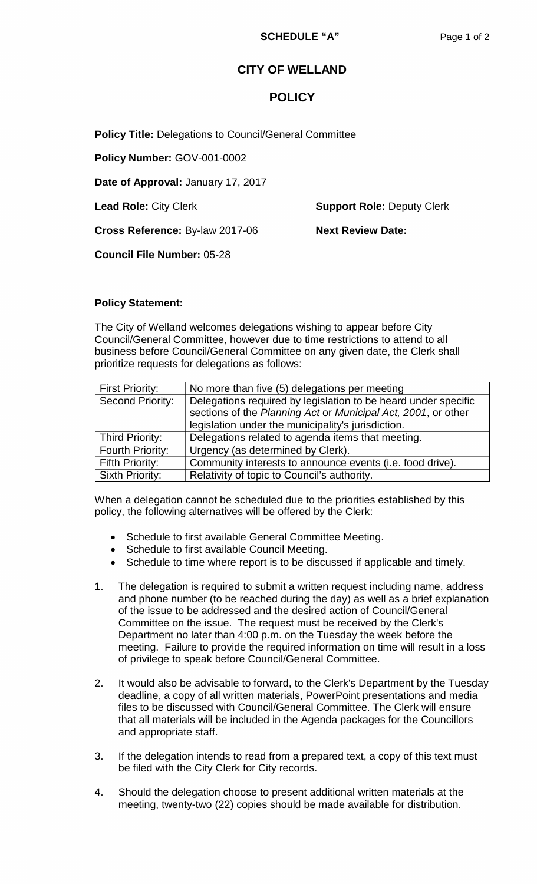**SCHEDULE "A"**

# CITY OF WELLAND

# POLICY

**Policy Title:** Delegations to Council/General Committee

**Policy Number:** GOV-001-0002

**Date of Approval:** January 17, 2017

**Lead Role:** City Clerk **Support Role:** Deputy Clerk

**Cross Reference:** By-law 2017-06 **Next Review Date:**

**Council File Number:** 05-28

**Policy Statement:**

The City of Welland welcomes delegations wishing to appear before City Council/General Committee, however due to time restrictions to attend to all business before Council/General Committee on any given date, the Clerk shall prioritize requests for delegations as follows:

| First Priority: | No more than five (5) delegations per meeting |
|---|---|
| Second Priority: | Delegations required by legislation to be heard under specific sections of the *Planning Act* or *Municipal Act, 2001*, or other legislation under the municipality's jurisdiction. |
| Third Priority: | Delegations related to agenda items that meeting. |
| Fourth Priority: | Urgency (as determined by Clerk). |
| Fifth Priority: | Community interests to announce events (i.e. food drive). |
| Sixth Priority: | Relativity of topic to Council's authority. |

When a delegation cannot be scheduled due to the priorities established by this policy, the following alternatives will be offered by the Clerk:

- Schedule to first available General Committee Meeting.
- Schedule to first available Council Meeting.
- Schedule to time where report is to be discussed if applicable and timely.

1. The delegation is required to submit a written request including name, address and phone number (to be reached during the day) as well as a brief explanation of the issue to be addressed and the desired action of Council/General Committee on the issue. The request must be received by the Clerk's Department no later than 4:00 p.m. on the Tuesday the week before the meeting. Failure to provide the required information on time will result in a loss of privilege to speak before Council/General Committee.

2. It would also be advisable to forward, to the Clerk's Department by the Tuesday deadline, a copy of all written materials, PowerPoint presentations and media files to be discussed with Council/General Committee. The Clerk will ensure that all materials will be included in the Agenda packages for the Councillors and appropriate staff.

3. If the delegation intends to read from a prepared text, a copy of this text must be filed with the City Clerk for City records.

4. Should the delegation choose to present additional written materials at the meeting, twenty-two (22) copies should be made available for distribution.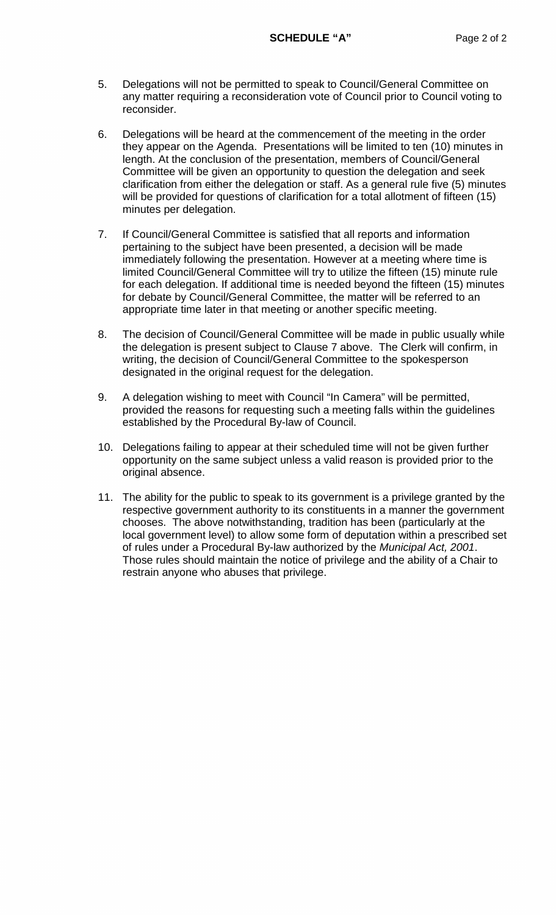**SCHEDULE "A"**

5. Delegations will not be permitted to speak to Council/General Committee on any matter requiring a reconsideration vote of Council prior to Council voting to reconsider.

6. Delegations will be heard at the commencement of the meeting in the order they appear on the Agenda. Presentations will be limited to ten (10) minutes in length. At the conclusion of the presentation, members of Council/General Committee will be given an opportunity to question the delegation and seek clarification from either the delegation or staff. As a general rule five (5) minutes will be provided for questions of clarification for a total allotment of fifteen (15) minutes per delegation.

7. If Council/General Committee is satisfied that all reports and information pertaining to the subject have been presented, a decision will be made immediately following the presentation. However at a meeting where time is limited Council/General Committee will try to utilize the fifteen (15) minute rule for each delegation. If additional time is needed beyond the fifteen (15) minutes for debate by Council/General Committee, the matter will be referred to an appropriate time later in that meeting or another specific meeting.

8. The decision of Council/General Committee will be made in public usually while the delegation is present subject to Clause 7 above. The Clerk will confirm, in writing, the decision of Council/General Committee to the spokesperson designated in the original request for the delegation.

9. A delegation wishing to meet with Council "In Camera" will be permitted, provided the reasons for requesting such a meeting falls within the guidelines established by the Procedural By-law of Council.

10. Delegations failing to appear at their scheduled time will not be given further opportunity on the same subject unless a valid reason is provided prior to the original absence.

11. The ability for the public to speak to its government is a privilege granted by the respective government authority to its constituents in a manner the government chooses. The above notwithstanding, tradition has been (particularly at the local government level) to allow some form of deputation within a prescribed set of rules under a Procedural By-law authorized by the *Municipal Act, 2001*. Those rules should maintain the notice of privilege and the ability of a Chair to restrain anyone who abuses that privilege.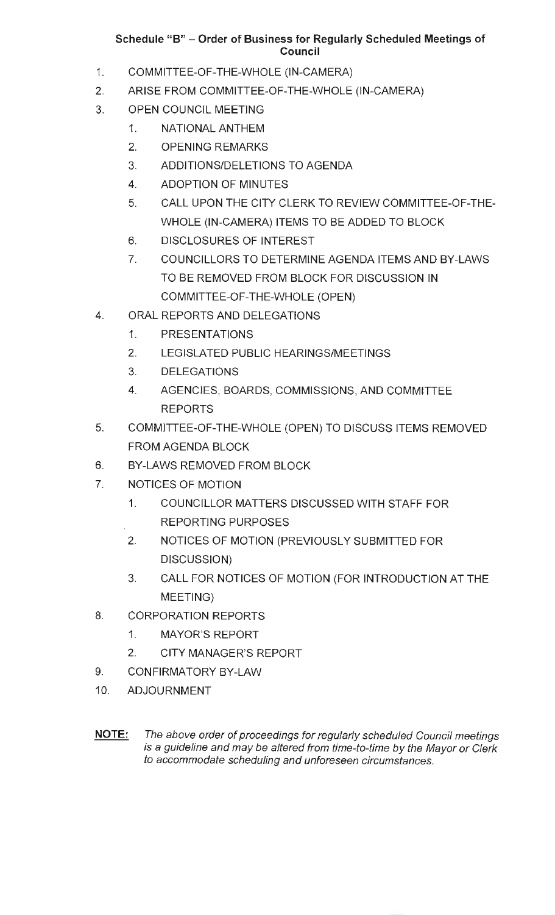## Schedule "B" – Order of Business for Regularly Scheduled Meetings of Council

1. COMMITTEE-OF-THE-WHOLE (IN-CAMERA)
2. ARISE FROM COMMITTEE-OF-THE-WHOLE (IN-CAMERA)
3. OPEN COUNCIL MEETING
    1. NATIONAL ANTHEM
    2. OPENING REMARKS
    3. ADDITIONS/DELETIONS TO AGENDA
    4. ADOPTION OF MINUTES
    5. CALL UPON THE CITY CLERK TO REVIEW COMMITTEE-OF-THE-WHOLE (IN-CAMERA) ITEMS TO BE ADDED TO BLOCK
    6. DISCLOSURES OF INTEREST
    7. COUNCILLORS TO DETERMINE AGENDA ITEMS AND BY-LAWS TO BE REMOVED FROM BLOCK FOR DISCUSSION IN COMMITTEE-OF-THE-WHOLE (OPEN)
4. ORAL REPORTS AND DELEGATIONS
    1. PRESENTATIONS
    2. LEGISLATED PUBLIC HEARINGS/MEETINGS
    3. DELEGATIONS
    4. AGENCIES, BOARDS, COMMISSIONS, AND COMMITTEE REPORTS
5. COMMITTEE-OF-THE-WHOLE (OPEN) TO DISCUSS ITEMS REMOVED FROM AGENDA BLOCK
6. BY-LAWS REMOVED FROM BLOCK
7. NOTICES OF MOTION
    1. COUNCILLOR MATTERS DISCUSSED WITH STAFF FOR REPORTING PURPOSES
    2. NOTICES OF MOTION (PREVIOUSLY SUBMITTED FOR DISCUSSION)
    3. CALL FOR NOTICES OF MOTION (FOR INTRODUCTION AT THE MEETING)
8. CORPORATION REPORTS
    1. MAYOR'S REPORT
    2. CITY MANAGER'S REPORT
9. CONFIRMATORY BY-LAW
10. ADJOURNMENT

**NOTE:** *The above order of proceedings for regularly scheduled Council meetings is a guideline and may be altered from time-to-time by the Mayor or Clerk to accommodate scheduling and unforeseen circumstances.*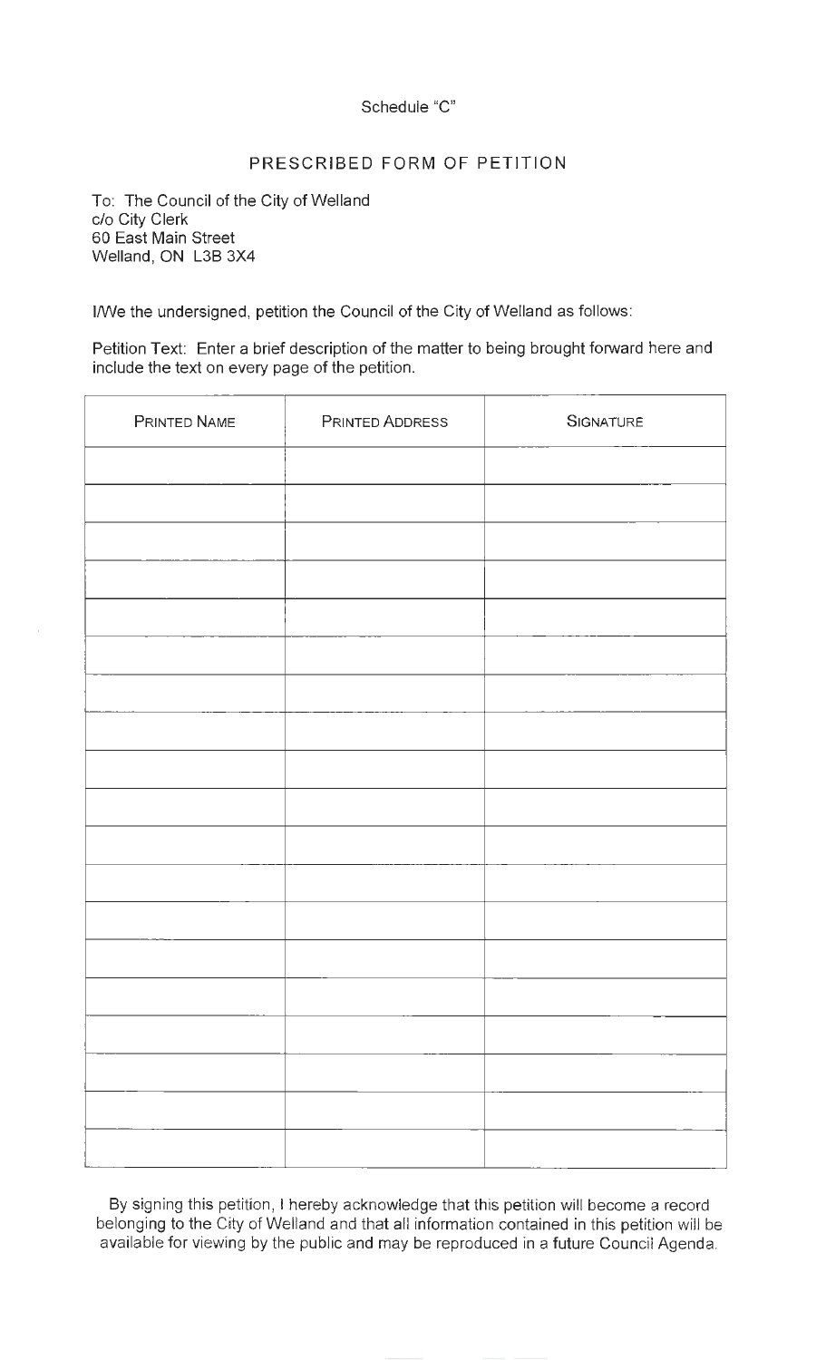Schedule "C"

# PRESCRIBED FORM OF PETITION

To: The Council of the City of Welland
c/o City Clerk
60 East Main Street
Welland, ON L3B 3X4

I/We the undersigned, petition the Council of the City of Welland as follows:

Petition Text: Enter a brief description of the matter to being brought forward here and include the text on every page of the petition.

| PRINTED NAME | PRINTED ADDRESS | SIGNATURE |
| --- | --- | --- |
| | | |
| | | |
| | | |
| | | |
| | | |
| | | |
| | | |
| | | |
| | | |
| | | |
| | | |
| | | |
| | | |
| | | |
| | | |
| | | |
| | | |
| | | |
| | | |

By signing this petition, I hereby acknowledge that this petition will become a record belonging to the City of Welland and that all information contained in this petition will be available for viewing by the public and may be reproduced in a future Council Agenda.